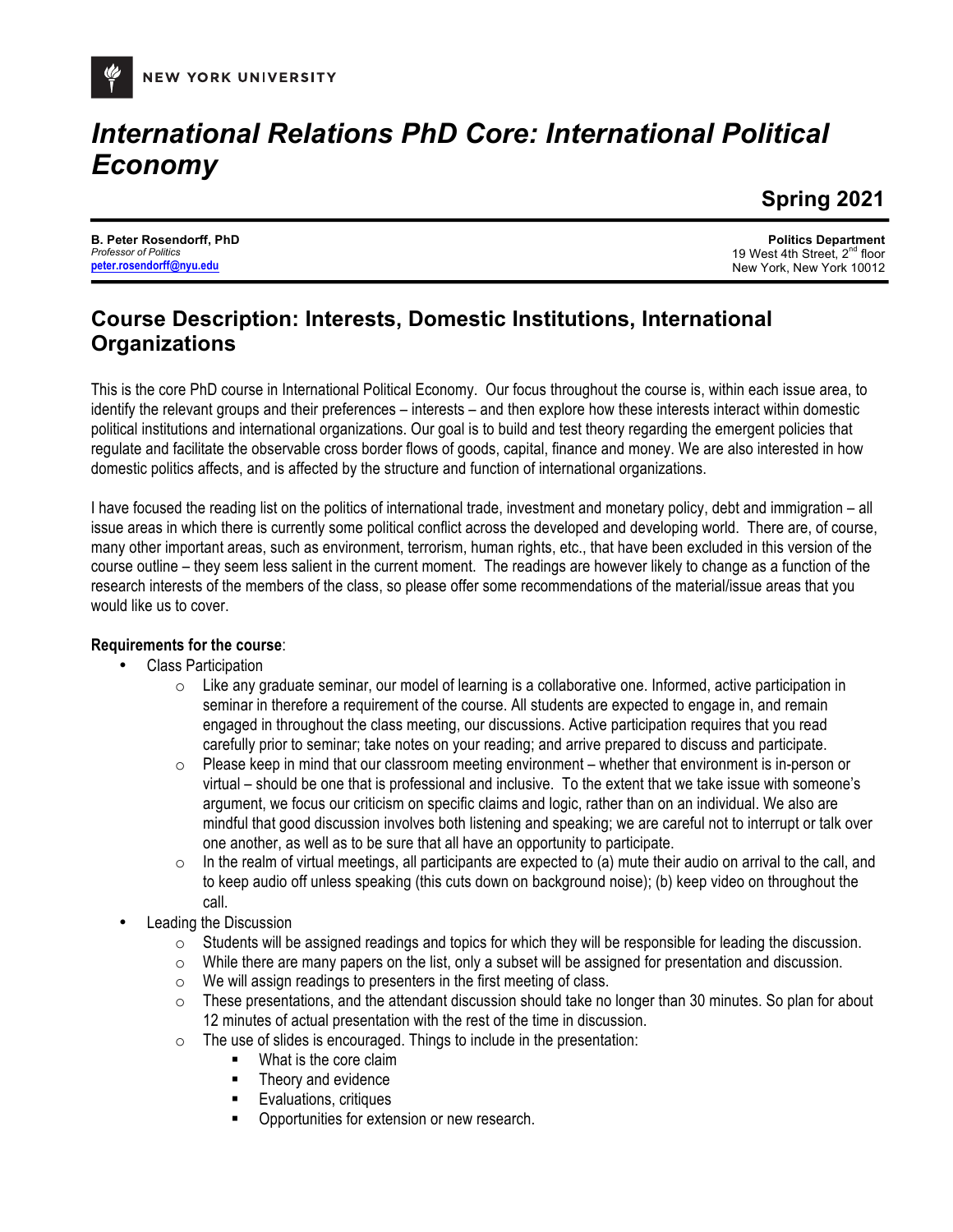NEW YORK UNIVERSITY

# *International Relations PhD Core: International Political Economy*

**Spring 2021**

**B. Peter Rosendorff, PhD**
*Professor of Politics*
**peter.rosendorff@nyu.edu**

**Politics Department**
19 West 4th Street, 2nd floor
New York, New York 10012

## Course Description: Interests, Domestic Institutions, International Organizations

This is the core PhD course in International Political Economy. Our focus throughout the course is, within each issue area, to identify the relevant groups and their preferences – interests – and then explore how these interests interact within domestic political institutions and international organizations. Our goal is to build and test theory regarding the emergent policies that regulate and facilitate the observable cross border flows of goods, capital, finance and money. We are also interested in how domestic politics affects, and is affected by the structure and function of international organizations.

I have focused the reading list on the politics of international trade, investment and monetary policy, debt and immigration – all issue areas in which there is currently some political conflict across the developed and developing world. There are, of course, many other important areas, such as environment, terrorism, human rights, etc., that have been excluded in this version of the course outline – they seem less salient in the current moment. The readings are however likely to change as a function of the research interests of the members of the class, so please offer some recommendations of the material/issue areas that you would like us to cover.

**Requirements for the course**:

- Class Participation
    - Like any graduate seminar, our model of learning is a collaborative one. Informed, active participation in seminar in therefore a requirement of the course. All students are expected to engage in, and remain engaged in throughout the class meeting, our discussions. Active participation requires that you read carefully prior to seminar; take notes on your reading; and arrive prepared to discuss and participate.
    - Please keep in mind that our classroom meeting environment – whether that environment is in-person or virtual – should be one that is professional and inclusive. To the extent that we take issue with someone's argument, we focus our criticism on specific claims and logic, rather than on an individual. We also are mindful that good discussion involves both listening and speaking; we are careful not to interrupt or talk over one another, as well as to be sure that all have an opportunity to participate.
    - In the realm of virtual meetings, all participants are expected to (a) mute their audio on arrival to the call, and to keep audio off unless speaking (this cuts down on background noise); (b) keep video on throughout the call.
- Leading the Discussion
    - Students will be assigned readings and topics for which they will be responsible for leading the discussion.
    - While there are many papers on the list, only a subset will be assigned for presentation and discussion.
    - We will assign readings to presenters in the first meeting of class.
    - These presentations, and the attendant discussion should take no longer than 30 minutes. So plan for about 12 minutes of actual presentation with the rest of the time in discussion.
    - The use of slides is encouraged. Things to include in the presentation:
        - What is the core claim
        - Theory and evidence
        - Evaluations, critiques
        - Opportunities for extension or new research.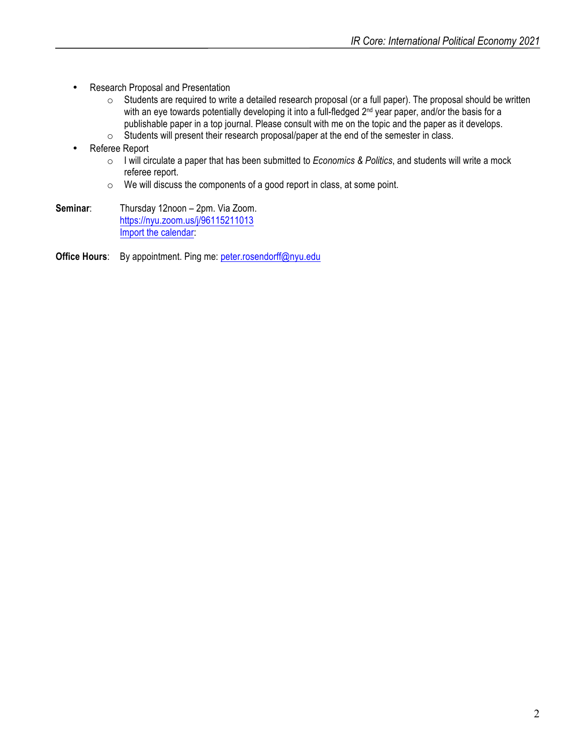- Research Proposal and Presentation
  - Students are required to write a detailed research proposal (or a full paper). The proposal should be written with an eye towards potentially developing it into a full-fledged 2nd year paper, and/or the basis for a publishable paper in a top journal. Please consult with me on the topic and the paper as it develops.
  - Students will present their research proposal/paper at the end of the semester in class.
- Referee Report
  - I will circulate a paper that has been submitted to *Economics & Politics*, and students will write a mock referee report.
  - We will discuss the components of a good report in class, at some point.

**Seminar**: Thursday 12noon – 2pm. Via Zoom.
[https://nyu.zoom.us/j/96115211013](https://nyu.zoom.us/j/96115211013)
Import the calendar:

**Office Hours**: By appointment. Ping me: [peter.rosendorff@nyu.edu](mailto:peter.rosendorff@nyu.edu)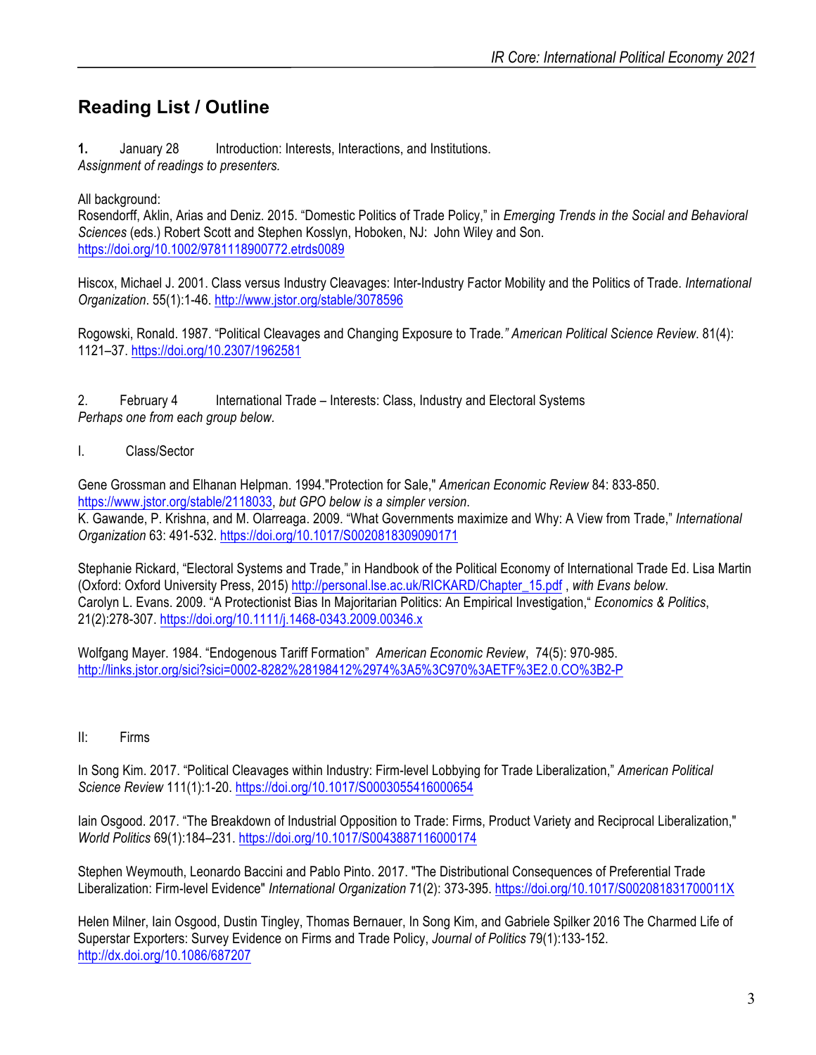## Reading List / Outline

**1.** January 28 Introduction: Interests, Interactions, and Institutions.
*Assignment of readings to presenters.*

All background:
Rosendorff, Aklin, Arias and Deniz. 2015. "Domestic Politics of Trade Policy," in *Emerging Trends in the Social and Behavioral Sciences* (eds.) Robert Scott and Stephen Kosslyn, Hoboken, NJ: John Wiley and Son. https://doi.org/10.1002/9781118900772.etrds0089

Hiscox, Michael J. 2001. Class versus Industry Cleavages: Inter-Industry Factor Mobility and the Politics of Trade. *International Organization*. 55(1):1-46. http://www.jstor.org/stable/3078596

Rogowski, Ronald. 1987. "Political Cleavages and Changing Exposure to Trade*." American Political Science Review*. 81(4): 1121–37. https://doi.org/10.2307/1962581

2. February 4 International Trade – Interests: Class, Industry and Electoral Systems
*Perhaps one from each group below.*

I. Class/Sector

Gene Grossman and Elhanan Helpman. 1994."Protection for Sale," *American Economic Review* 84: 833-850. https://www.jstor.org/stable/2118033, *but GPO below is a simpler version*.
K. Gawande, P. Krishna, and M. Olarreaga. 2009. "What Governments maximize and Why: A View from Trade," *International Organization* 63: 491-532. https://doi.org/10.1017/S0020818309090171

Stephanie Rickard, "Electoral Systems and Trade," in Handbook of the Political Economy of International Trade Ed. Lisa Martin (Oxford: Oxford University Press, 2015) http://personal.lse.ac.uk/RICKARD/Chapter_15.pdf , *with Evans below*.
Carolyn L. Evans. 2009. "A Protectionist Bias In Majoritarian Politics: An Empirical Investigation," *Economics & Politics*, 21(2):278-307. https://doi.org/10.1111/j.1468-0343.2009.00346.x

Wolfgang Mayer. 1984. "Endogenous Tariff Formation" *American Economic Review*, 74(5): 970-985. http://links.jstor.org/sici?sici=0002-8282%28198412%2974%3A5%3C970%3AETF%3E2.0.CO%3B2-P

II: Firms

In Song Kim. 2017. "Political Cleavages within Industry: Firm-level Lobbying for Trade Liberalization," *American Political Science Review* 111(1):1-20. https://doi.org/10.1017/S0003055416000654

Iain Osgood. 2017. "The Breakdown of Industrial Opposition to Trade: Firms, Product Variety and Reciprocal Liberalization," *World Politics* 69(1):184–231. https://doi.org/10.1017/S0043887116000174

Stephen Weymouth, Leonardo Baccini and Pablo Pinto. 2017. "The Distributional Consequences of Preferential Trade Liberalization: Firm-level Evidence" *International Organization* 71(2): 373-395. https://doi.org/10.1017/S002081831700011X

Helen Milner, Iain Osgood, Dustin Tingley, Thomas Bernauer, In Song Kim, and Gabriele Spilker 2016 The Charmed Life of Superstar Exporters: Survey Evidence on Firms and Trade Policy, *Journal of Politics* 79(1):133-152. http://dx.doi.org/10.1086/687207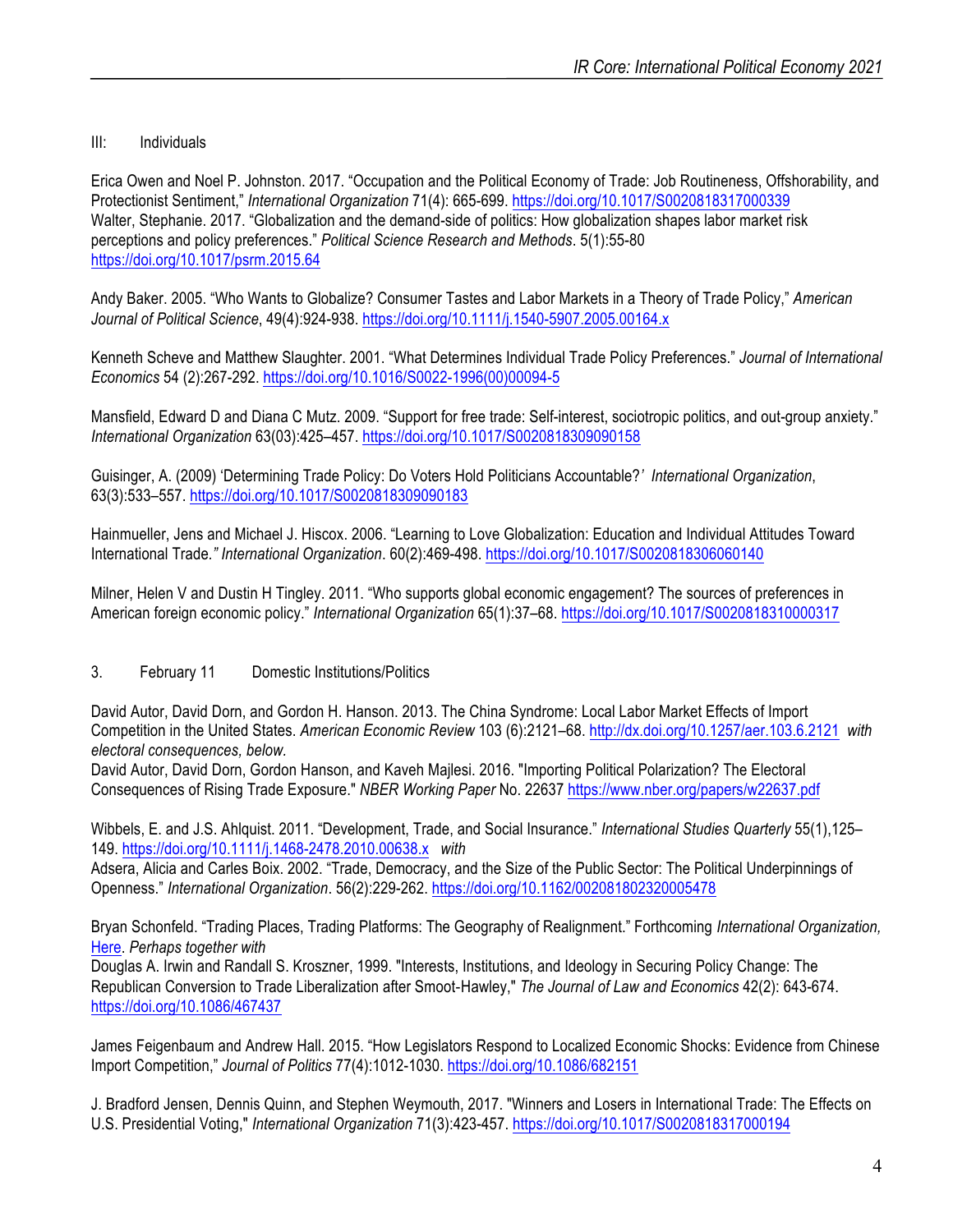III: Individuals

Erica Owen and Noel P. Johnston. 2017. "Occupation and the Political Economy of Trade: Job Routineness, Offshorability, and Protectionist Sentiment," *International Organization* 71(4): 665-699. https://doi.org/10.1017/S0020818317000339
Walter, Stephanie. 2017. "Globalization and the demand-side of politics: How globalization shapes labor market risk perceptions and policy preferences." *Political Science Research and Methods*. 5(1):55-80 https://doi.org/10.1017/psrm.2015.64

Andy Baker. 2005. "Who Wants to Globalize? Consumer Tastes and Labor Markets in a Theory of Trade Policy," *American Journal of Political Science*, 49(4):924-938. https://doi.org/10.1111/j.1540-5907.2005.00164.x

Kenneth Scheve and Matthew Slaughter. 2001. "What Determines Individual Trade Policy Preferences." *Journal of International Economics* 54 (2):267-292. https://doi.org/10.1016/S0022-1996(00)00094-5

Mansfield, Edward D and Diana C Mutz. 2009. "Support for free trade: Self-interest, sociotropic politics, and out-group anxiety." *International Organization* 63(03):425–457. https://doi.org/10.1017/S0020818309090158

Guisinger, A. (2009) 'Determining Trade Policy: Do Voters Hold Politicians Accountable?' *International Organization*, 63(3):533–557. https://doi.org/10.1017/S0020818309090183

Hainmueller, Jens and Michael J. Hiscox. 2006. "Learning to Love Globalization: Education and Individual Attitudes Toward International Trade." *International Organization*. 60(2):469-498. https://doi.org/10.1017/S0020818306060140

Milner, Helen V and Dustin H Tingley. 2011. "Who supports global economic engagement? The sources of preferences in American foreign economic policy." *International Organization* 65(1):37–68. https://doi.org/10.1017/S0020818310000317

3. February 11 Domestic Institutions/Politics

David Autor, David Dorn, and Gordon H. Hanson. 2013. The China Syndrome: Local Labor Market Effects of Import Competition in the United States. *American Economic Review* 103 (6):2121–68. http://dx.doi.org/10.1257/aer.103.6.2121 *with electoral consequences, below.*
David Autor, David Dorn, Gordon Hanson, and Kaveh Majlesi. 2016. "Importing Political Polarization? The Electoral Consequences of Rising Trade Exposure." *NBER Working Paper* No. 22637 https://www.nber.org/papers/w22637.pdf

Wibbels, E. and J.S. Ahlquist. 2011. "Development, Trade, and Social Insurance." *International Studies Quarterly* 55(1),125–149. https://doi.org/10.1111/j.1468-2478.2010.00638.x *with*
Adsera, Alicia and Carles Boix. 2002. "Trade, Democracy, and the Size of the Public Sector: The Political Underpinnings of Openness." *International Organization*. 56(2):229-262. https://doi.org/10.1162/002081802320005478

Bryan Schonfeld. "Trading Places, Trading Platforms: The Geography of Realignment." Forthcoming *International Organization,* Here. *Perhaps together with*
Douglas A. Irwin and Randall S. Kroszner, 1999. "Interests, Institutions, and Ideology in Securing Policy Change: The Republican Conversion to Trade Liberalization after Smoot-Hawley," *The Journal of Law and Economics* 42(2): 643-674. https://doi.org/10.1086/467437

James Feigenbaum and Andrew Hall. 2015. "How Legislators Respond to Localized Economic Shocks: Evidence from Chinese Import Competition," *Journal of Politics* 77(4):1012-1030. https://doi.org/10.1086/682151

J. Bradford Jensen, Dennis Quinn, and Stephen Weymouth, 2017. "Winners and Losers in International Trade: The Effects on U.S. Presidential Voting," *International Organization* 71(3):423-457. https://doi.org/10.1017/S0020818317000194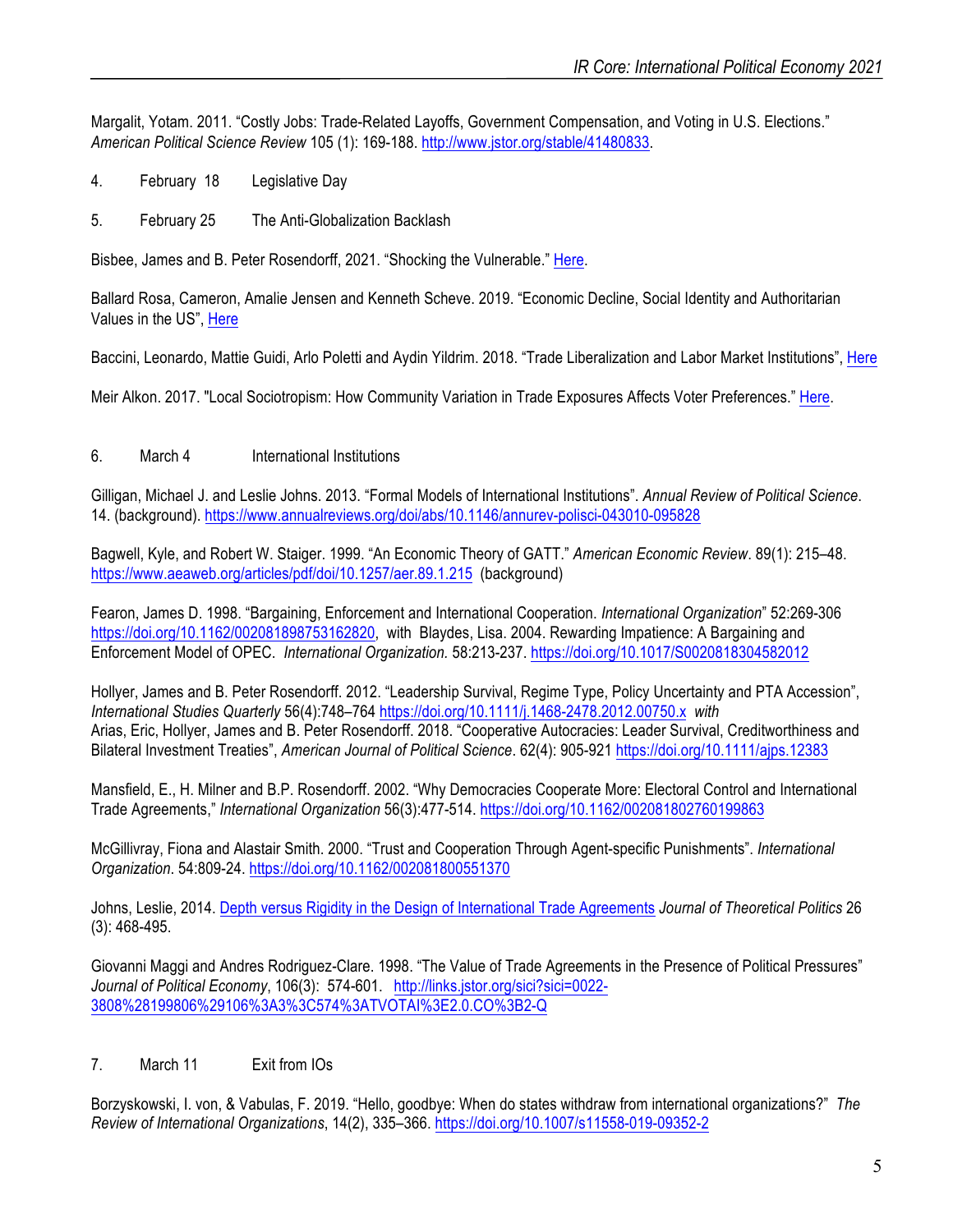Margalit, Yotam. 2011. "Costly Jobs: Trade-Related Layoffs, Government Compensation, and Voting in U.S. Elections." *American Political Science Review* 105 (1): 169-188. http://www.jstor.org/stable/41480833.

4. February 18 Legislative Day

5. February 25 The Anti-Globalization Backlash

Bisbee, James and B. Peter Rosendorff, 2021. "Shocking the Vulnerable." Here.

Ballard Rosa, Cameron, Amalie Jensen and Kenneth Scheve. 2019. "Economic Decline, Social Identity and Authoritarian Values in the US", Here

Baccini, Leonardo, Mattie Guidi, Arlo Poletti and Aydin Yildrim. 2018. "Trade Liberalization and Labor Market Institutions", Here

Meir Alkon. 2017. "Local Sociotropism: How Community Variation in Trade Exposures Affects Voter Preferences." Here.

6. March 4 International Institutions

Gilligan, Michael J. and Leslie Johns. 2013. "Formal Models of International Institutions". *Annual Review of Political Science*. 14. (background). https://www.annualreviews.org/doi/abs/10.1146/annurev-polisci-043010-095828

Bagwell, Kyle, and Robert W. Staiger. 1999. "An Economic Theory of GATT." *American Economic Review*. 89(1): 215–48. https://www.aeaweb.org/articles/pdf/doi/10.1257/aer.89.1.215 (background)

Fearon, James D. 1998. "Bargaining, Enforcement and International Cooperation. *International Organization*" 52:269-306 https://doi.org/10.1162/002081898753162820, with Blaydes, Lisa. 2004. Rewarding Impatience: A Bargaining and Enforcement Model of OPEC. *International Organization.* 58:213-237. https://doi.org/10.1017/S0020818304582012

Hollyer, James and B. Peter Rosendorff. 2012. "Leadership Survival, Regime Type, Policy Uncertainty and PTA Accession", *International Studies Quarterly* 56(4):748–764 https://doi.org/10.1111/j.1468-2478.2012.00750.x *with*
Arias, Eric, Hollyer, James and B. Peter Rosendorff. 2018. "Cooperative Autocracies: Leader Survival, Creditworthiness and Bilateral Investment Treaties", *American Journal of Political Science*. 62(4): 905-921 https://doi.org/10.1111/ajps.12383

Mansfield, E., H. Milner and B.P. Rosendorff. 2002. "Why Democracies Cooperate More: Electoral Control and International Trade Agreements," *International Organization* 56(3):477-514. https://doi.org/10.1162/002081802760199863

McGillivray, Fiona and Alastair Smith. 2000. "Trust and Cooperation Through Agent-specific Punishments". *International Organization*. 54:809-24. https://doi.org/10.1162/002081800551370

Johns, Leslie, 2014. Depth versus Rigidity in the Design of International Trade Agreements *Journal of Theoretical Politics* 26 (3): 468-495.

Giovanni Maggi and Andres Rodriguez-Clare. 1998. "The Value of Trade Agreements in the Presence of Political Pressures" *Journal of Political Economy*, 106(3): 574-601. http://links.jstor.org/sici?sici=0022-3808%28199806%29106%3A3%3C574%3ATVOTAI%3E2.0.CO%3B2-Q

7. March 11 Exit from IOs

Borzyskowski, I. von, & Vabulas, F. 2019. "Hello, goodbye: When do states withdraw from international organizations?" *The Review of International Organizations*, 14(2), 335–366. https://doi.org/10.1007/s11558-019-09352-2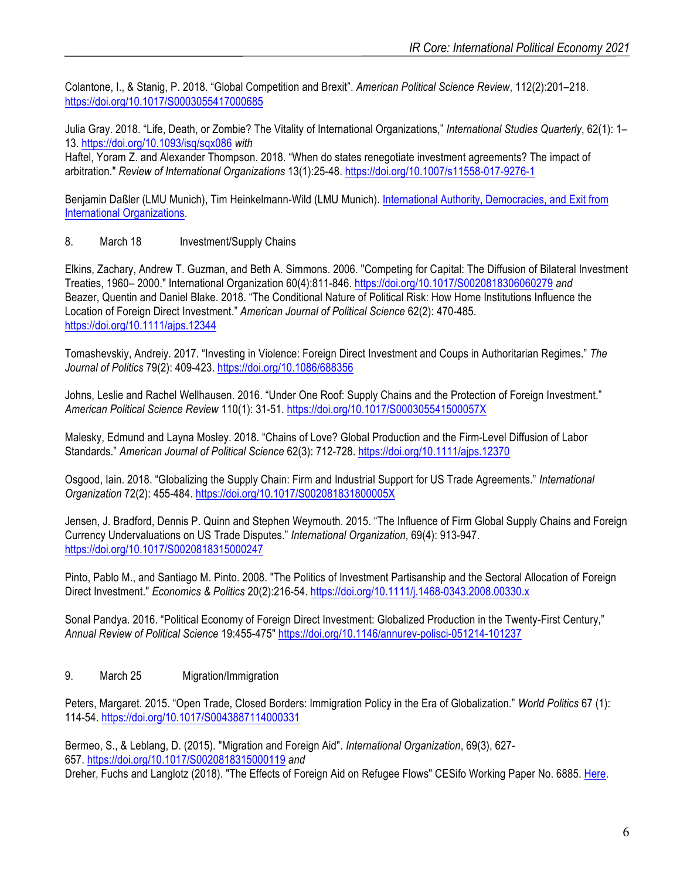Colantone, I., & Stanig, P. 2018. "Global Competition and Brexit". *American Political Science Review*, 112(2):201–218. https://doi.org/10.1017/S0003055417000685

Julia Gray. 2018. "Life, Death, or Zombie? The Vitality of International Organizations," *International Studies Quarterly*, 62(1): 1–13. https://doi.org/10.1093/isq/sqx086 *with*
Haftel, Yoram Z. and Alexander Thompson. 2018. "When do states renegotiate investment agreements? The impact of arbitration." *Review of International Organizations* 13(1):25-48. https://doi.org/10.1007/s11558-017-9276-1

Benjamin Daßler (LMU Munich), Tim Heinkelmann-Wild (LMU Munich). International Authority, Democracies, and Exit from International Organizations.

8. March 18 Investment/Supply Chains

Elkins, Zachary, Andrew T. Guzman, and Beth A. Simmons. 2006. "Competing for Capital: The Diffusion of Bilateral Investment Treaties, 1960– 2000." International Organization 60(4):811-846. https://doi.org/10.1017/S0020818306060279 *and*
Beazer, Quentin and Daniel Blake. 2018. "The Conditional Nature of Political Risk: How Home Institutions Influence the Location of Foreign Direct Investment." *American Journal of Political Science* 62(2): 470-485. https://doi.org/10.1111/ajps.12344

Tomashevskiy, Andreiy. 2017. "Investing in Violence: Foreign Direct Investment and Coups in Authoritarian Regimes." *The Journal of Politics* 79(2): 409-423. https://doi.org/10.1086/688356

Johns, Leslie and Rachel Wellhausen. 2016. "Under One Roof: Supply Chains and the Protection of Foreign Investment." *American Political Science Review* 110(1): 31-51. https://doi.org/10.1017/S000305541500057X

Malesky, Edmund and Layna Mosley. 2018. "Chains of Love? Global Production and the Firm-Level Diffusion of Labor Standards." *American Journal of Political Science* 62(3): 712-728. https://doi.org/10.1111/ajps.12370

Osgood, Iain. 2018. "Globalizing the Supply Chain: Firm and Industrial Support for US Trade Agreements." *International Organization* 72(2): 455-484. https://doi.org/10.1017/S002081831800005X

Jensen, J. Bradford, Dennis P. Quinn and Stephen Weymouth. 2015. "The Influence of Firm Global Supply Chains and Foreign Currency Undervaluations on US Trade Disputes." *International Organization*, 69(4): 913-947. https://doi.org/10.1017/S0020818315000247

Pinto, Pablo M., and Santiago M. Pinto. 2008. "The Politics of Investment Partisanship and the Sectoral Allocation of Foreign Direct Investment." *Economics & Politics* 20(2):216-54. https://doi.org/10.1111/j.1468-0343.2008.00330.x

Sonal Pandya. 2016. "Political Economy of Foreign Direct Investment: Globalized Production in the Twenty-First Century," *Annual Review of Political Science* 19:455-475" https://doi.org/10.1146/annurev-polisci-051214-101237

9. March 25 Migration/Immigration

Peters, Margaret. 2015. "Open Trade, Closed Borders: Immigration Policy in the Era of Globalization." *World Politics* 67 (1): 114-54. https://doi.org/10.1017/S0043887114000331

Bermeo, S., & Leblang, D. (2015). "Migration and Foreign Aid". *International Organization*, 69(3), 627-657. https://doi.org/10.1017/S0020818315000119 *and*
Dreher, Fuchs and Langlotz (2018). "The Effects of Foreign Aid on Refugee Flows" CESifo Working Paper No. 6885. Here.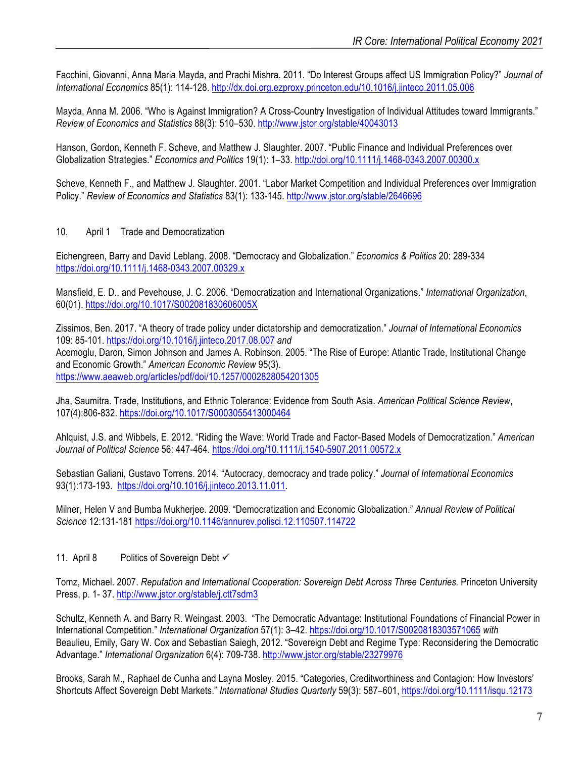Facchini, Giovanni, Anna Maria Mayda, and Prachi Mishra. 2011. "Do Interest Groups affect US Immigration Policy?" *Journal of International Economics* 85(1): 114-128. http://dx.doi.org.ezproxy.princeton.edu/10.1016/j.jinteco.2011.05.006

Mayda, Anna M. 2006. "Who is Against Immigration? A Cross-Country Investigation of Individual Attitudes toward Immigrants." *Review of Economics and Statistics* 88(3): 510–530. http://www.jstor.org/stable/40043013

Hanson, Gordon, Kenneth F. Scheve, and Matthew J. Slaughter. 2007. "Public Finance and Individual Preferences over Globalization Strategies." *Economics and Politics* 19(1): 1–33. http://doi.org/10.1111/j.1468-0343.2007.00300.x

Scheve, Kenneth F., and Matthew J. Slaughter. 2001. "Labor Market Competition and Individual Preferences over Immigration Policy." *Review of Economics and Statistics* 83(1): 133-145. http://www.jstor.org/stable/2646696

## 10. April 1 Trade and Democratization

Eichengreen, Barry and David Leblang. 2008. "Democracy and Globalization." *Economics & Politics* 20: 289-334 https://doi.org/10.1111/j.1468-0343.2007.00329.x

Mansfield, E. D., and Pevehouse, J. C. 2006. "Democratization and International Organizations." *International Organization*, 60(01). https://doi.org/10.1017/S002081830606005X

Zissimos, Ben. 2017. "A theory of trade policy under dictatorship and democratization." *Journal of International Economics* 109: 85-101. https://doi.org/10.1016/j.jinteco.2017.08.007 *and*
Acemoglu, Daron, Simon Johnson and James A. Robinson. 2005. "The Rise of Europe: Atlantic Trade, Institutional Change and Economic Growth." *American Economic Review* 95(3). https://www.aeaweb.org/articles/pdf/doi/10.1257/0002828054201305

Jha, Saumitra. Trade, Institutions, and Ethnic Tolerance: Evidence from South Asia. *American Political Science Review*, 107(4):806-832. https://doi.org/10.1017/S0003055413000464

Ahlquist, J.S. and Wibbels, E. 2012. "Riding the Wave: World Trade and Factor-Based Models of Democratization." *American Journal of Political Science* 56: 447-464. https://doi.org/10.1111/j.1540-5907.2011.00572.x

Sebastian Galiani, Gustavo Torrens. 2014. "Autocracy, democracy and trade policy." *Journal of International Economics* 93(1):173-193. https://doi.org/10.1016/j.jinteco.2013.11.011.

Milner, Helen V and Bumba Mukherjee. 2009. "Democratization and Economic Globalization." *Annual Review of Political Science* 12:131-181 https://doi.org/10.1146/annurev.polisci.12.110507.114722

## 11. April 8 Politics of Sovereign Debt ✓

Tomz, Michael. 2007. *Reputation and International Cooperation: Sovereign Debt Across Three Centuries.* Princeton University Press, p. 1- 37. http://www.jstor.org/stable/j.ctt7sdm3

Schultz, Kenneth A. and Barry R. Weingast. 2003. "The Democratic Advantage: Institutional Foundations of Financial Power in International Competition." *International Organization* 57(1): 3–42. https://doi.org/10.1017/S0020818303571065 *with*
Beaulieu, Emily, Gary W. Cox and Sebastian Saiegh, 2012. "Sovereign Debt and Regime Type: Reconsidering the Democratic Advantage." *International Organization* 6(4): 709-738. http://www.jstor.org/stable/23279976

Brooks, Sarah M., Raphael de Cunha and Layna Mosley. 2015. "Categories, Creditworthiness and Contagion: How Investors' Shortcuts Affect Sovereign Debt Markets." *International Studies Quarterly* 59(3): 587–601, https://doi.org/10.1111/isqu.12173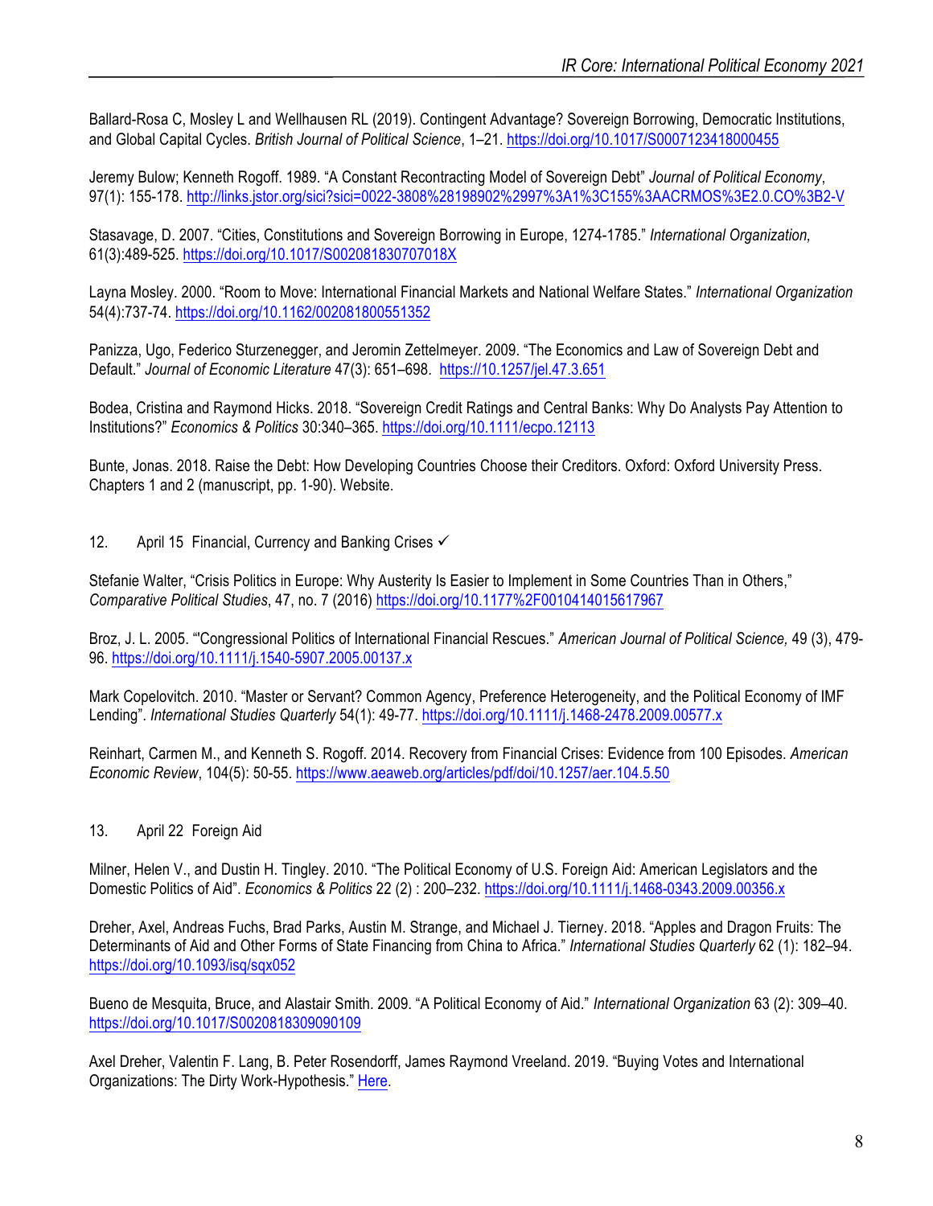Ballard-Rosa C, Mosley L and Wellhausen RL (2019). Contingent Advantage? Sovereign Borrowing, Democratic Institutions, and Global Capital Cycles. *British Journal of Political Science*, 1–21. https://doi.org/10.1017/S0007123418000455

Jeremy Bulow; Kenneth Rogoff. 1989. "A Constant Recontracting Model of Sovereign Debt" *Journal of Political Economy*, 97(1): 155-178. http://links.jstor.org/sici?sici=0022-3808%28198902%2997%3A1%3C155%3AACRMOS%3E2.0.CO%3B2-V

Stasavage, D. 2007. "Cities, Constitutions and Sovereign Borrowing in Europe, 1274-1785." *International Organization,* 61(3):489-525. https://doi.org/10.1017/S002081830707018X

Layna Mosley. 2000. "Room to Move: International Financial Markets and National Welfare States." *International Organization* 54(4):737-74. https://doi.org/10.1162/002081800551352

Panizza, Ugo, Federico Sturzenegger, and Jeromin Zettelmeyer. 2009. "The Economics and Law of Sovereign Debt and Default." *Journal of Economic Literature* 47(3): 651–698. https://10.1257/jel.47.3.651

Bodea, Cristina and Raymond Hicks. 2018. "Sovereign Credit Ratings and Central Banks: Why Do Analysts Pay Attention to Institutions?" *Economics & Politics* 30:340–365. https://doi.org/10.1111/ecpo.12113

Bunte, Jonas. 2018. Raise the Debt: How Developing Countries Choose their Creditors. Oxford: Oxford University Press. Chapters 1 and 2 (manuscript, pp. 1-90). Website.

12. April 15 Financial, Currency and Banking Crises ✓

Stefanie Walter, "Crisis Politics in Europe: Why Austerity Is Easier to Implement in Some Countries Than in Others," *Comparative Political Studies*, 47, no. 7 (2016) https://doi.org/10.1177%2F0010414015617967

Broz, J. L. 2005. "'Congressional Politics of International Financial Rescues." *American Journal of Political Science,* 49 (3), 479-96. https://doi.org/10.1111/j.1540-5907.2005.00137.x

Mark Copelovitch. 2010. "Master or Servant? Common Agency, Preference Heterogeneity, and the Political Economy of IMF Lending". *International Studies Quarterly* 54(1): 49-77. https://doi.org/10.1111/j.1468-2478.2009.00577.x

Reinhart, Carmen M., and Kenneth S. Rogoff. 2014. Recovery from Financial Crises: Evidence from 100 Episodes. *American Economic Review*, 104(5): 50-55. https://www.aeaweb.org/articles/pdf/doi/10.1257/aer.104.5.50

13. April 22 Foreign Aid

Milner, Helen V., and Dustin H. Tingley. 2010. "The Political Economy of U.S. Foreign Aid: American Legislators and the Domestic Politics of Aid". *Economics & Politics* 22 (2) : 200–232. https://doi.org/10.1111/j.1468-0343.2009.00356.x

Dreher, Axel, Andreas Fuchs, Brad Parks, Austin M. Strange, and Michael J. Tierney. 2018. "Apples and Dragon Fruits: The Determinants of Aid and Other Forms of State Financing from China to Africa." *International Studies Quarterly* 62 (1): 182–94. https://doi.org/10.1093/isq/sqx052

Bueno de Mesquita, Bruce, and Alastair Smith. 2009. "A Political Economy of Aid." *International Organization* 63 (2): 309–40. https://doi.org/10.1017/S0020818309090109

Axel Dreher, Valentin F. Lang, B. Peter Rosendorff, James Raymond Vreeland. 2019. "Buying Votes and International Organizations: The Dirty Work-Hypothesis." Here.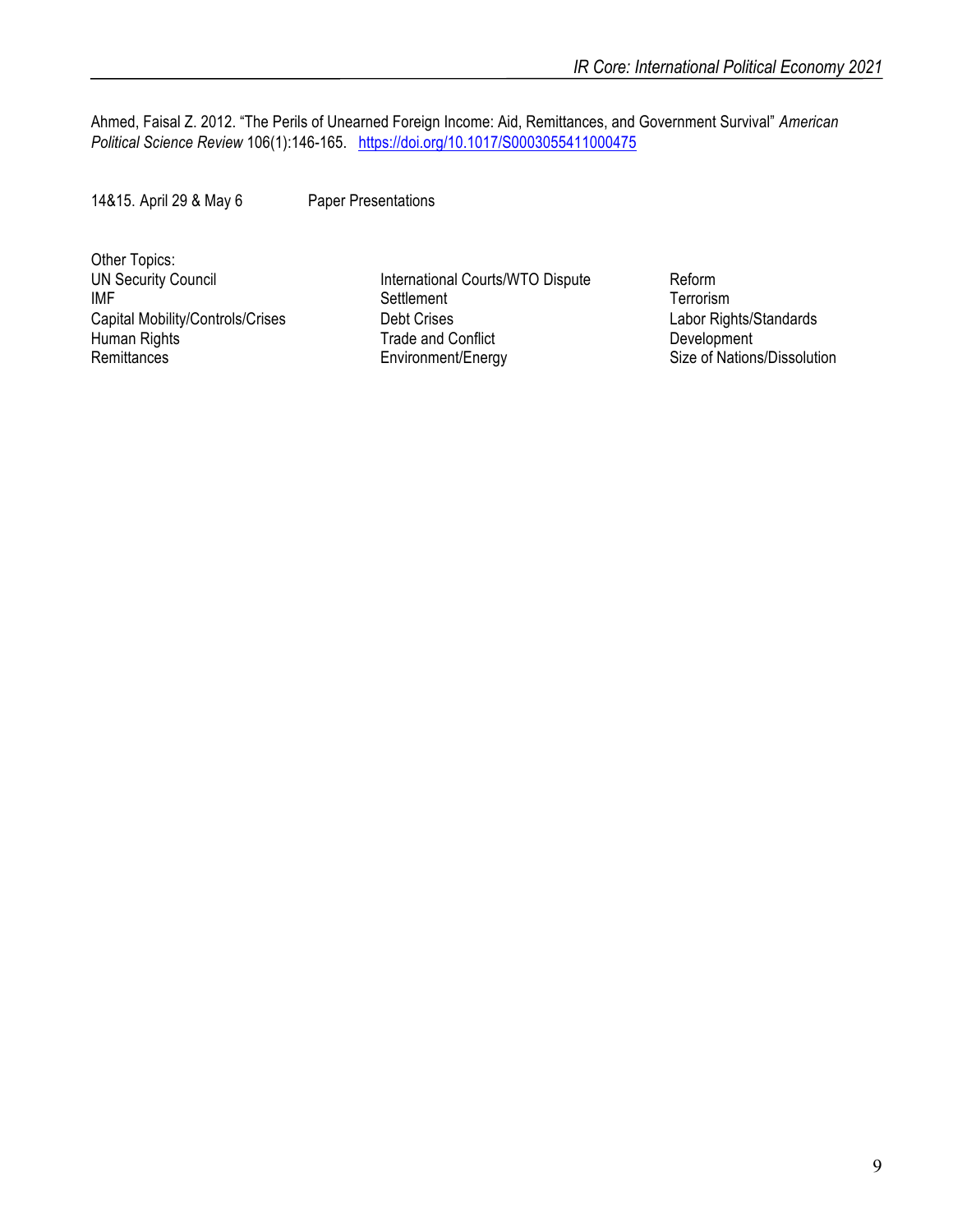Ahmed, Faisal Z. 2012. "The Perils of Unearned Foreign Income: Aid, Remittances, and Government Survival" *American Political Science Review* 106(1):146-165. https://doi.org/10.1017/S0003055411000475

14&15. April 29 & May 6 Paper Presentations

Other Topics:

- UN Security Council
- IMF
- Capital Mobility/Controls/Crises
- Human Rights
- Remittances
- International Courts/WTO Dispute Settlement
- Debt Crises
- Trade and Conflict
- Environment/Energy
- Reform
- Terrorism
- Labor Rights/Standards
- Development
- Size of Nations/Dissolution